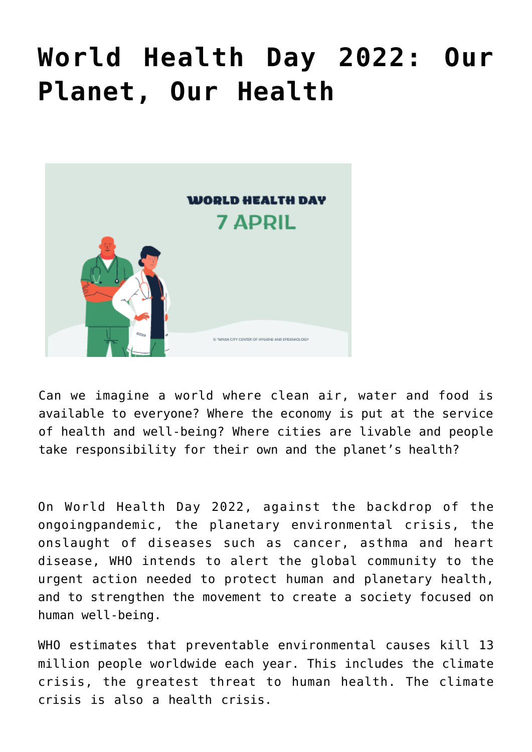# World Health Day 2022: Our Planet, Our Health

Can we imagine a world where clean air, water and food is available to everyone? Where the economy is put at the service of health and well-being? Where cities are livable and people take responsibility for their own and the planet's health?

On World Health Day 2022, against the backdrop of the ongoingpandemic, the planetary environmental crisis, the onslaught of diseases such as cancer, asthma and heart disease, WHO intends to alert the global community to the urgent action needed to protect human and planetary health, and to strengthen the movement to create a society focused on human well-being.

WHO estimates that preventable environmental causes kill 13 million people worldwide each year. This includes the climate crisis, the greatest threat to human health. The climate crisis is also a health crisis.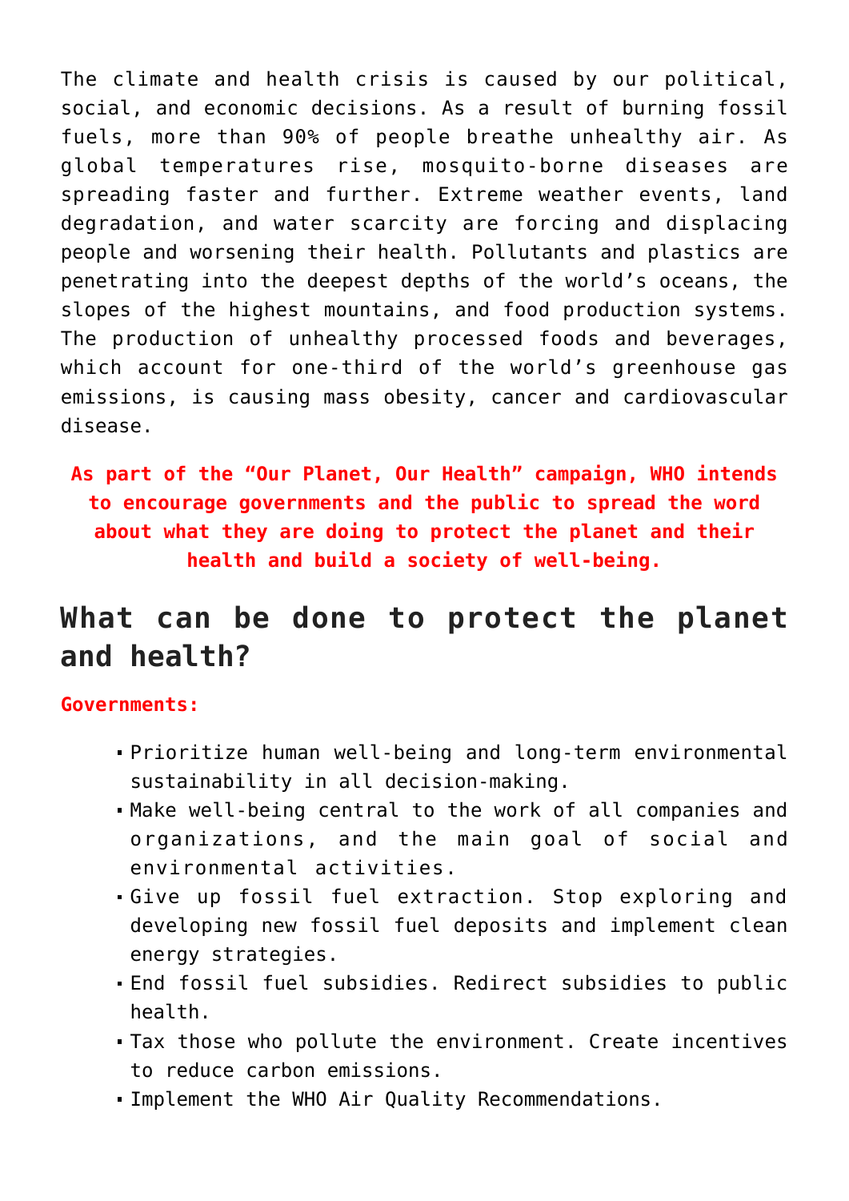The climate and health crisis is caused by our political, social, and economic decisions. As a result of burning fossil fuels, more than 90% of people breathe unhealthy air. As global temperatures rise, mosquito-borne diseases are spreading faster and further. Extreme weather events, land degradation, and water scarcity are forcing and displacing people and worsening their health. Pollutants and plastics are penetrating into the deepest depths of the world's oceans, the slopes of the highest mountains, and food production systems. The production of unhealthy processed foods and beverages, which account for one-third of the world's greenhouse gas emissions, is causing mass obesity, cancer and cardiovascular disease.

**As part of the "Our Planet, Our Health" campaign, WHO intends to encourage governments and the public to spread the word about what they are doing to protect the planet and their health and build a society of well-being.**

## What can be done to protect the planet and health?

**Governments:**

- Prioritize human well-being and long-term environmental sustainability in all decision-making.
- Make well-being central to the work of all companies and organizations, and the main goal of social and environmental activities.
- Give up fossil fuel extraction. Stop exploring and developing new fossil fuel deposits and implement clean energy strategies.
- End fossil fuel subsidies. Redirect subsidies to public health.
- Tax those who pollute the environment. Create incentives to reduce carbon emissions.
- Implement the WHO Air Quality Recommendations.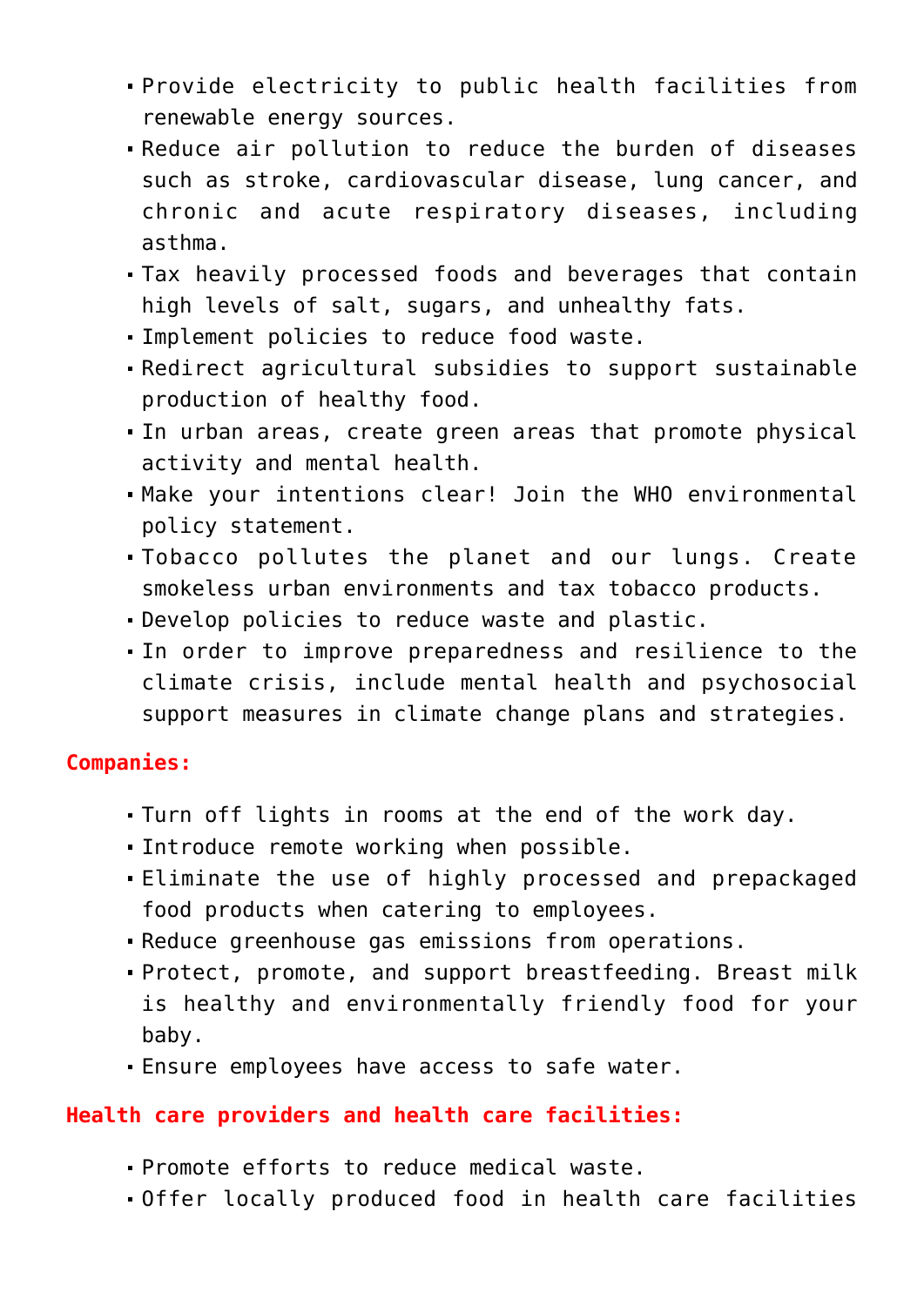- Provide electricity to public health facilities from renewable energy sources.
- Reduce air pollution to reduce the burden of diseases such as stroke, cardiovascular disease, lung cancer, and chronic and acute respiratory diseases, including asthma.
- Tax heavily processed foods and beverages that contain high levels of salt, sugars, and unhealthy fats.
- Implement policies to reduce food waste.
- Redirect agricultural subsidies to support sustainable production of healthy food.
- In urban areas, create green areas that promote physical activity and mental health.
- Make your intentions clear! Join the WHO environmental policy statement.
- Tobacco pollutes the planet and our lungs. Create smokeless urban environments and tax tobacco products.
- Develop policies to reduce waste and plastic.
- In order to improve preparedness and resilience to the climate crisis, include mental health and psychosocial support measures in climate change plans and strategies.

**Companies:**

- Turn off lights in rooms at the end of the work day.
- Introduce remote working when possible.
- Eliminate the use of highly processed and prepackaged food products when catering to employees.
- Reduce greenhouse gas emissions from operations.
- Protect, promote, and support breastfeeding. Breast milk is healthy and environmentally friendly food for your baby.
- Ensure employees have access to safe water.

**Health care providers and health care facilities:**

- Promote efforts to reduce medical waste.
- Offer locally produced food in health care facilities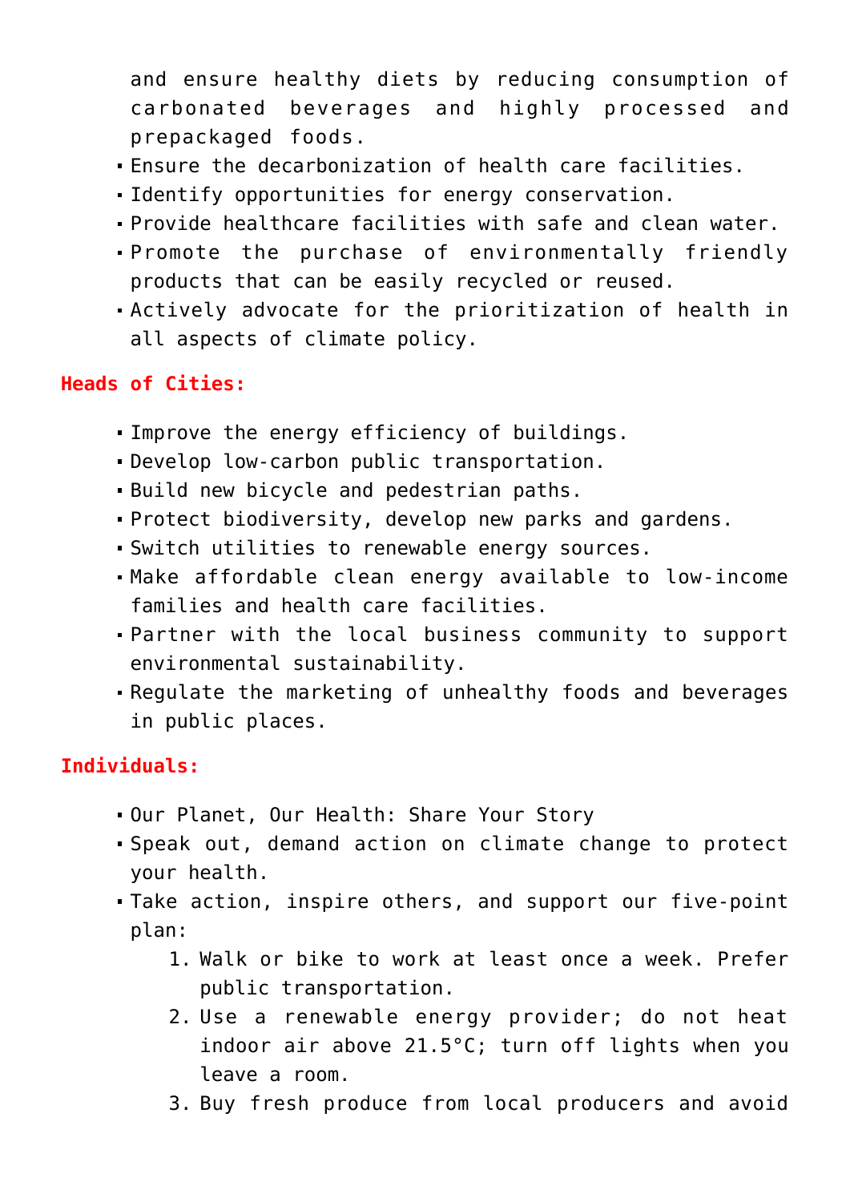and ensure healthy diets by reducing consumption of carbonated beverages and highly processed and prepackaged foods.
- Ensure the decarbonization of health care facilities.
- Identify opportunities for energy conservation.
- Provide healthcare facilities with safe and clean water.
- Promote the purchase of environmentally friendly products that can be easily recycled or reused.
- Actively advocate for the prioritization of health in all aspects of climate policy.

**Heads of Cities:**

- Improve the energy efficiency of buildings.
- Develop low-carbon public transportation.
- Build new bicycle and pedestrian paths.
- Protect biodiversity, develop new parks and gardens.
- Switch utilities to renewable energy sources.
- Make affordable clean energy available to low-income families and health care facilities.
- Partner with the local business community to support environmental sustainability.
- Regulate the marketing of unhealthy foods and beverages in public places.

**Individuals:**

- Our Planet, Our Health: Share Your Story
- Speak out, demand action on climate change to protect your health.
- Take action, inspire others, and support our five-point plan:
    1. Walk or bike to work at least once a week. Prefer public transportation.
    2. Use a renewable energy provider; do not heat indoor air above 21.5°C; turn off lights when you leave a room.
    3. Buy fresh produce from local producers and avoid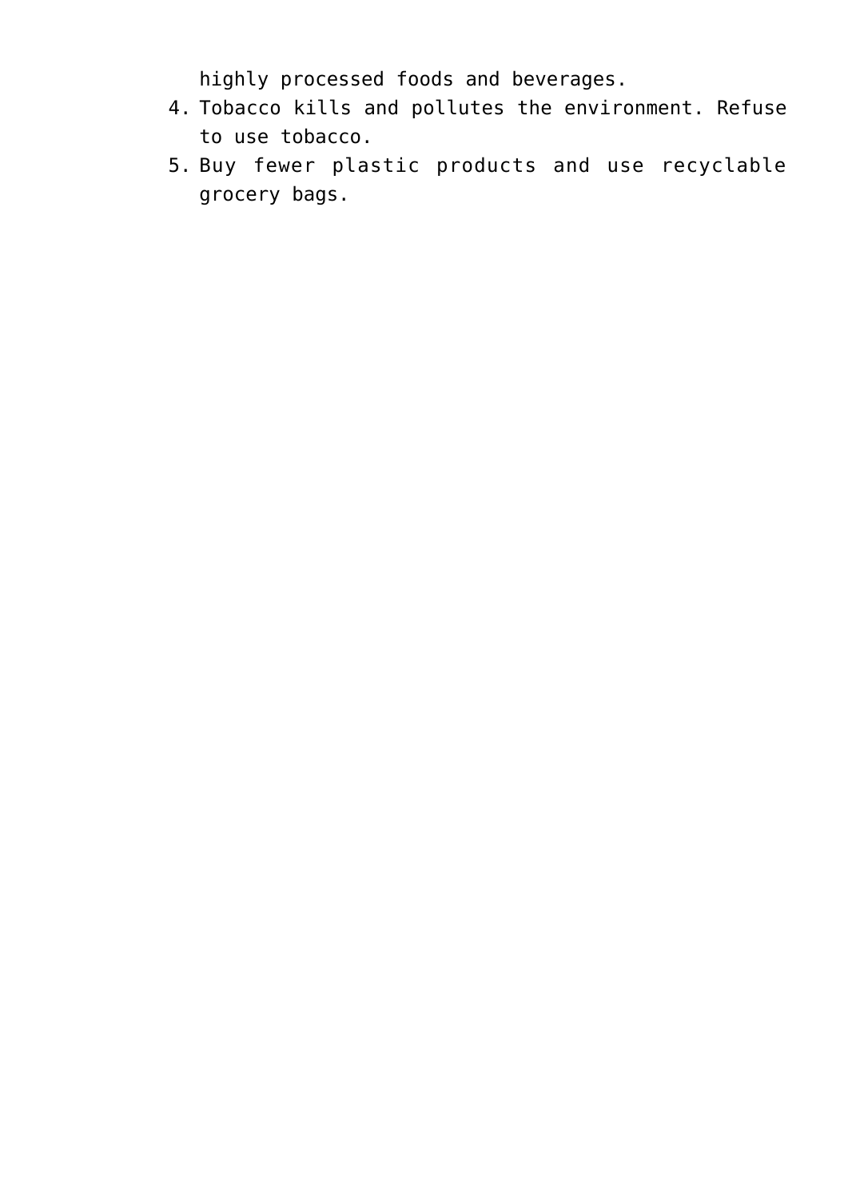highly processed foods and beverages.

4. Tobacco kills and pollutes the environment. Refuse to use tobacco.
5. Buy fewer plastic products and use recyclable grocery bags.